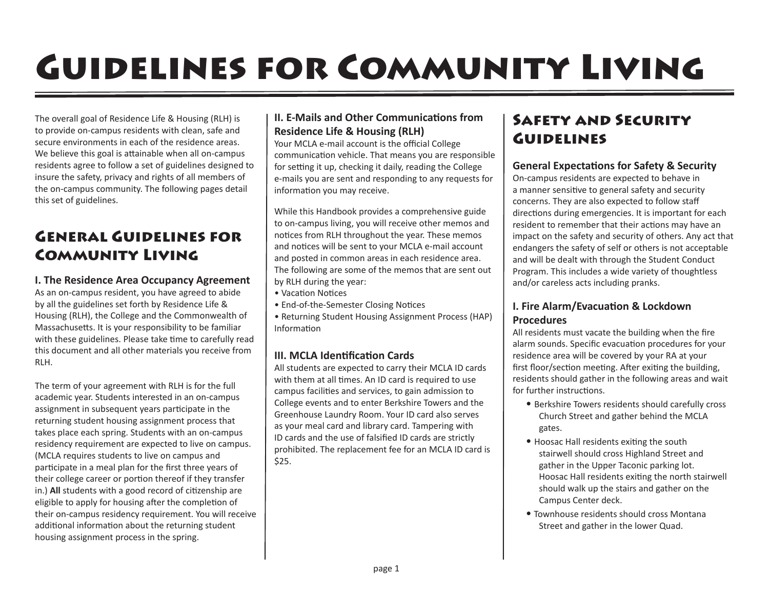# Guidelines for Community Living

The overall goal of Residence Life & Housing (RLH) is to provide on-campus residents with clean, safe and secure environments in each of the residence areas. We believe this goal is attainable when all on-campus residents agree to follow a set of guidelines designed to insure the safety, privacy and rights of all members of the on-campus community. The following pages detail this set of guidelines.

## General Guidelines for Community Living

### I. The Residence Area Occupancy Agreement

As an on-campus resident, you have agreed to abide by all the guidelines set forth by Residence Life & Housing (RLH), the College and the Commonwealth of Massachusetts. It is your responsibility to be familiar with these guidelines. Please take time to carefully read this document and all other materials you receive from RLH.

The term of your agreement with RLH is for the full academic year. Students interested in an on-campus assignment in subsequent years participate in the returning student housing assignment process that takes place each spring. Students with an on-campus residency requirement are expected to live on campus. (MCLA requires students to live on campus and participate in a meal plan for the first three years of their college career or portion thereof if they transfer in.) **All** students with a good record of citizenship are eligible to apply for housing after the completion of their on-campus residency requirement. You will receive additional information about the returning student housing assignment process in the spring.

### II. E-Mails and Other Communications from Residence Life & Housing (RLH)

Your MCLA e-mail account is the official College communication vehicle. That means you are responsible for setting it up, checking it daily, reading the College e-mails you are sent and responding to any requests for information you may receive.

While this Handbook provides a comprehensive guide to on-campus living, you will receive other memos and notices from RLH throughout the year. These memos and notices will be sent to your MCLA e-mail account and posted in common areas in each residence area. The following are some of the memos that are sent out by RLH during the year:

- Vacation Notices
- End-of-the-Semester Closing Notices
- Returning Student Housing Assignment Process (HAP) Information

### III. MCLA Identification Cards

All students are expected to carry their MCLA ID cards with them at all times. An ID card is required to use campus facilities and services, to gain admission to College events and to enter Berkshire Towers and the Greenhouse Laundry Room. Your ID card also serves as your meal card and library card. Tampering with ID cards and the use of falsified ID cards are strictly prohibited. The replacement fee for an MCLA ID card is $25.

## Safety and Security Guidelines

### General Expectations for Safety & Security

On-campus residents are expected to behave in a manner sensitive to general safety and security concerns. They are also expected to follow staff directions during emergencies. It is important for each resident to remember that their actions may have an impact on the safety and security of others. Any act that endangers the safety of self or others is not acceptable and will be dealt with through the Student Conduct Program. This includes a wide variety of thoughtless and/or careless acts including pranks.

### I. Fire Alarm/Evacuation & Lockdown Procedures

All residents must vacate the building when the fire alarm sounds. Specific evacuation procedures for your residence area will be covered by your RA at your first floor/section meeting. After exiting the building, residents should gather in the following areas and wait for further instructions.

- Berkshire Towers residents should carefully cross Church Street and gather behind the MCLA gates.
- Hoosac Hall residents exiting the south stairwell should cross Highland Street and gather in the Upper Taconic parking lot. Hoosac Hall residents exiting the north stairwell should walk up the stairs and gather on the Campus Center deck.
- Townhouse residents should cross Montana Street and gather in the lower Quad.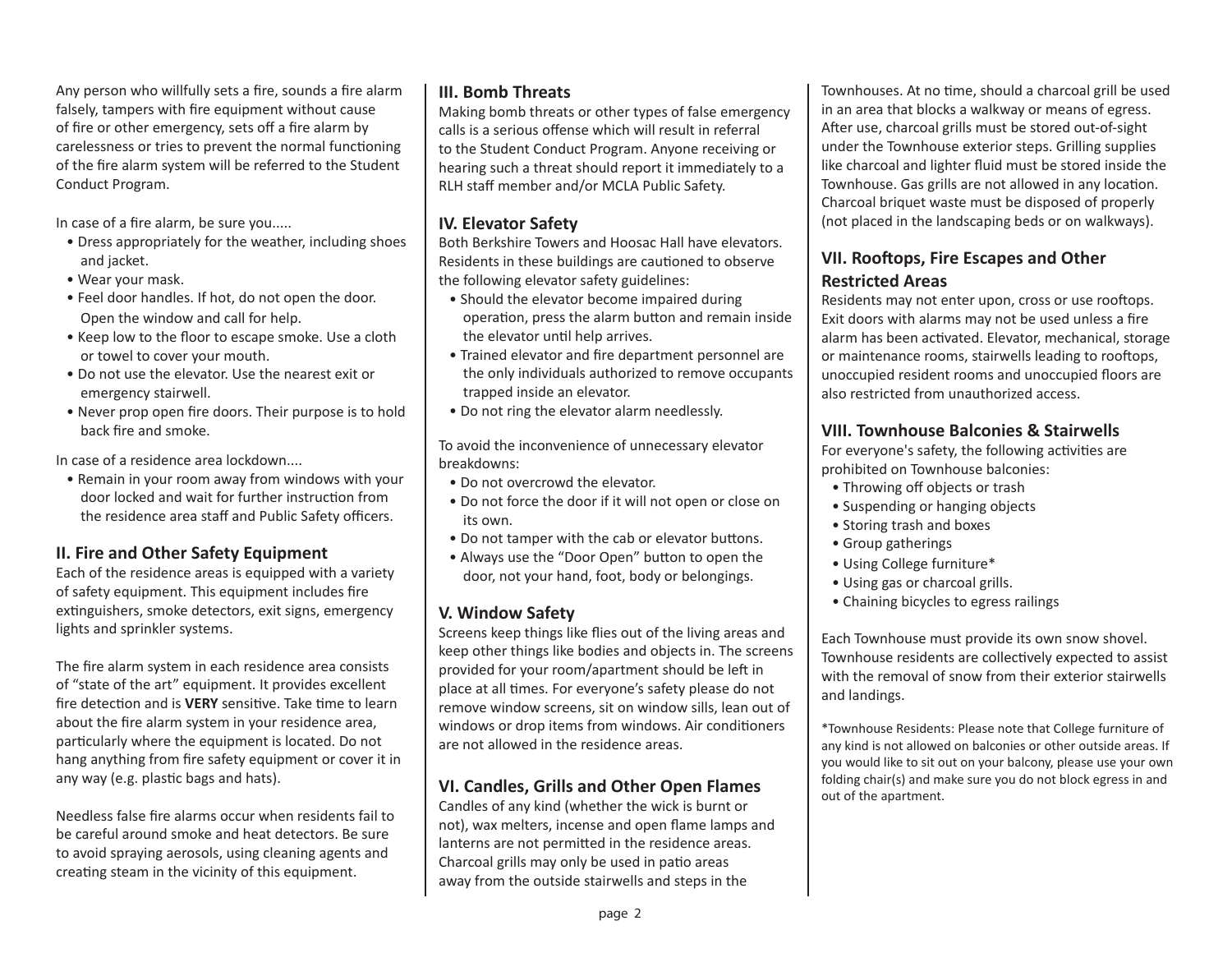Any person who willfully sets a fire, sounds a fire alarm falsely, tampers with fire equipment without cause of fire or other emergency, sets off a fire alarm by carelessness or tries to prevent the normal functioning of the fire alarm system will be referred to the Student Conduct Program.

In case of a fire alarm, be sure you.....

- Dress appropriately for the weather, including shoes and jacket.
- Wear your mask.
- Feel door handles. If hot, do not open the door. Open the window and call for help.
- Keep low to the floor to escape smoke. Use a cloth or towel to cover your mouth.
- Do not use the elevator. Use the nearest exit or emergency stairwell.
- Never prop open fire doors. Their purpose is to hold back fire and smoke.

In case of a residence area lockdown....

- Remain in your room away from windows with your door locked and wait for further instruction from the residence area staff and Public Safety officers.

## II. Fire and Other Safety Equipment

Each of the residence areas is equipped with a variety of safety equipment. This equipment includes fire extinguishers, smoke detectors, exit signs, emergency lights and sprinkler systems.

The fire alarm system in each residence area consists of "state of the art" equipment. It provides excellent fire detection and is **VERY** sensitive. Take time to learn about the fire alarm system in your residence area, particularly where the equipment is located. Do not hang anything from fire safety equipment or cover it in any way (e.g. plastic bags and hats).

Needless false fire alarms occur when residents fail to be careful around smoke and heat detectors. Be sure to avoid spraying aerosols, using cleaning agents and creating steam in the vicinity of this equipment.

## III. Bomb Threats

Making bomb threats or other types of false emergency calls is a serious offense which will result in referral to the Student Conduct Program. Anyone receiving or hearing such a threat should report it immediately to a RLH staff member and/or MCLA Public Safety.

## IV. Elevator Safety

Both Berkshire Towers and Hoosac Hall have elevators. Residents in these buildings are cautioned to observe the following elevator safety guidelines:

- Should the elevator become impaired during operation, press the alarm button and remain inside the elevator until help arrives.
- Trained elevator and fire department personnel are the only individuals authorized to remove occupants trapped inside an elevator.
- Do not ring the elevator alarm needlessly.

To avoid the inconvenience of unnecessary elevator breakdowns:

- Do not overcrowd the elevator.
- Do not force the door if it will not open or close on its own.
- Do not tamper with the cab or elevator buttons.
- Always use the "Door Open" button to open the door, not your hand, foot, body or belongings.

## V. Window Safety

Screens keep things like flies out of the living areas and keep other things like bodies and objects in. The screens provided for your room/apartment should be left in place at all times. For everyone's safety please do not remove window screens, sit on window sills, lean out of windows or drop items from windows. Air conditioners are not allowed in the residence areas.

## VI. Candles, Grills and Other Open Flames

Candles of any kind (whether the wick is burnt or not), wax melters, incense and open flame lamps and lanterns are not permitted in the residence areas. Charcoal grills may only be used in patio areas away from the outside stairwells and steps in the Townhouses. At no time, should a charcoal grill be used in an area that blocks a walkway or means of egress. After use, charcoal grills must be stored out-of-sight under the Townhouse exterior steps. Grilling supplies like charcoal and lighter fluid must be stored inside the Townhouse. Gas grills are not allowed in any location. Charcoal briquet waste must be disposed of properly (not placed in the landscaping beds or on walkways).

## VII. Rooftops, Fire Escapes and Other Restricted Areas

Residents may not enter upon, cross or use rooftops. Exit doors with alarms may not be used unless a fire alarm has been activated. Elevator, mechanical, storage or maintenance rooms, stairwells leading to rooftops, unoccupied resident rooms and unoccupied floors are also restricted from unauthorized access.

## VIII. Townhouse Balconies & Stairwells

For everyone's safety, the following activities are prohibited on Townhouse balconies:

- Throwing off objects or trash
- Suspending or hanging objects
- Storing trash and boxes
- Group gatherings
- Using College furniture*
- Using gas or charcoal grills.
- Chaining bicycles to egress railings

Each Townhouse must provide its own snow shovel. Townhouse residents are collectively expected to assist with the removal of snow from their exterior stairwells and landings.

*Townhouse Residents: Please note that College furniture of any kind is not allowed on balconies or other outside areas. If you would like to sit out on your balcony, please use your own folding chair(s) and make sure you do not block egress in and out of the apartment.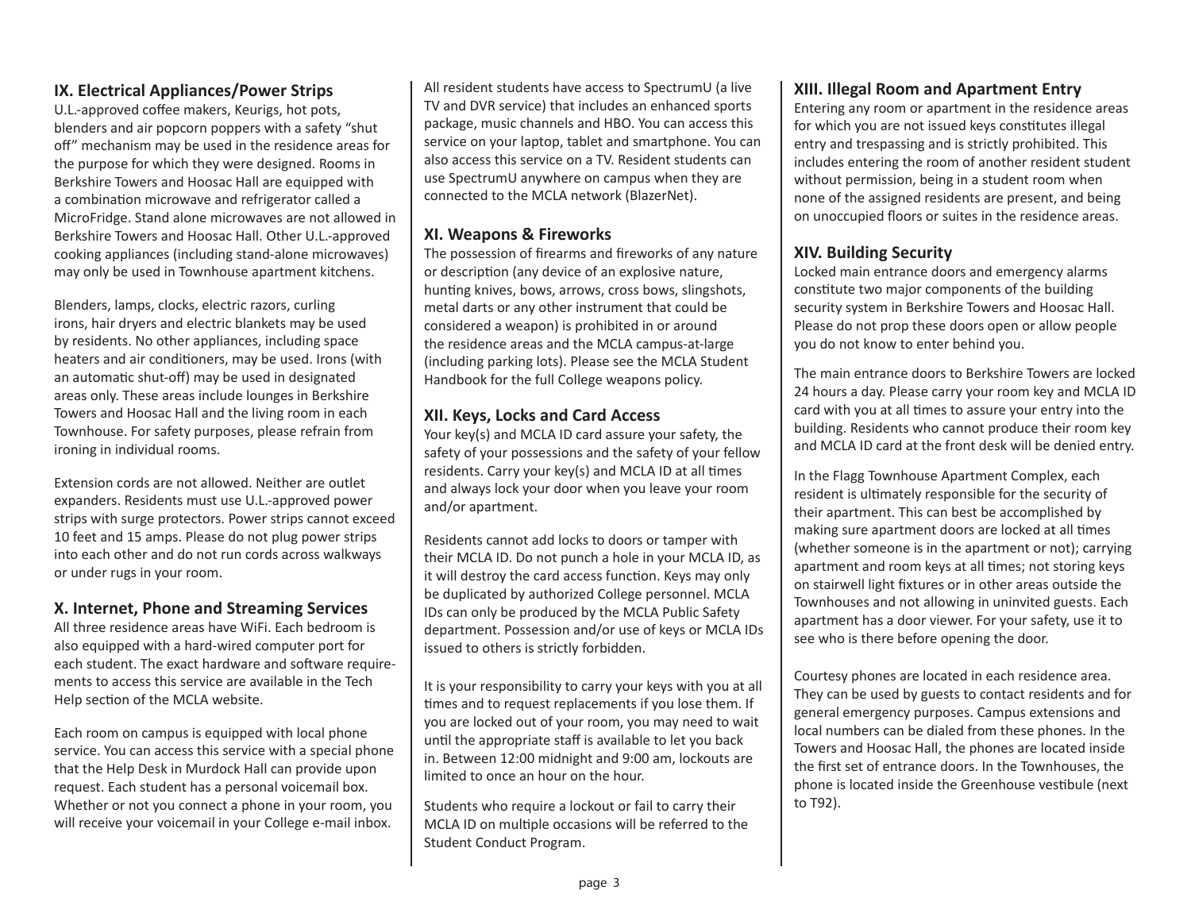## IX. Electrical Appliances/Power Strips

U.L.-approved coffee makers, Keurigs, hot pots, blenders and air popcorn poppers with a safety "shut off" mechanism may be used in the residence areas for the purpose for which they were designed. Rooms in Berkshire Towers and Hoosac Hall are equipped with a combination microwave and refrigerator called a MicroFridge. Stand alone microwaves are not allowed in Berkshire Towers and Hoosac Hall. Other U.L.-approved cooking appliances (including stand-alone microwaves) may only be used in Townhouse apartment kitchens.

Blenders, lamps, clocks, electric razors, curling irons, hair dryers and electric blankets may be used by residents. No other appliances, including space heaters and air conditioners, may be used. Irons (with an automatic shut-off) may be used in designated areas only. These areas include lounges in Berkshire Towers and Hoosac Hall and the living room in each Townhouse. For safety purposes, please refrain from ironing in individual rooms.

Extension cords are not allowed. Neither are outlet expanders. Residents must use U.L.-approved power strips with surge protectors. Power strips cannot exceed 10 feet and 15 amps. Please do not plug power strips into each other and do not run cords across walkways or under rugs in your room.

## X. Internet, Phone and Streaming Services

All three residence areas have WiFi. Each bedroom is also equipped with a hard-wired computer port for each student. The exact hardware and software requirements to access this service are available in the Tech Help section of the MCLA website.

Each room on campus is equipped with local phone service. You can access this service with a special phone that the Help Desk in Murdock Hall can provide upon request. Each student has a personal voicemail box. Whether or not you connect a phone in your room, you will receive your voicemail in your College e-mail inbox.

All resident students have access to SpectrumU (a live TV and DVR service) that includes an enhanced sports package, music channels and HBO. You can access this service on your laptop, tablet and smartphone. You can also access this service on a TV. Resident students can use SpectrumU anywhere on campus when they are connected to the MCLA network (BlazerNet).

## XI. Weapons & Fireworks

The possession of firearms and fireworks of any nature or description (any device of an explosive nature, hunting knives, bows, arrows, cross bows, slingshots, metal darts or any other instrument that could be considered a weapon) is prohibited in or around the residence areas and the MCLA campus-at-large (including parking lots). Please see the MCLA Student Handbook for the full College weapons policy.

## XII. Keys, Locks and Card Access

Your key(s) and MCLA ID card assure your safety, the safety of your possessions and the safety of your fellow residents. Carry your key(s) and MCLA ID at all times and always lock your door when you leave your room and/or apartment.

Residents cannot add locks to doors or tamper with their MCLA ID. Do not punch a hole in your MCLA ID, as it will destroy the card access function. Keys may only be duplicated by authorized College personnel. MCLA IDs can only be produced by the MCLA Public Safety department. Possession and/or use of keys or MCLA IDs issued to others is strictly forbidden.

It is your responsibility to carry your keys with you at all times and to request replacements if you lose them. If you are locked out of your room, you may need to wait until the appropriate staff is available to let you back in. Between 12:00 midnight and 9:00 am, lockouts are limited to once an hour on the hour.

Students who require a lockout or fail to carry their MCLA ID on multiple occasions will be referred to the Student Conduct Program.

## XIII. Illegal Room and Apartment Entry

Entering any room or apartment in the residence areas for which you are not issued keys constitutes illegal entry and trespassing and is strictly prohibited. This includes entering the room of another resident student without permission, being in a student room when none of the assigned residents are present, and being on unoccupied floors or suites in the residence areas.

## XIV. Building Security

Locked main entrance doors and emergency alarms constitute two major components of the building security system in Berkshire Towers and Hoosac Hall. Please do not prop these doors open or allow people you do not know to enter behind you.

The main entrance doors to Berkshire Towers are locked 24 hours a day. Please carry your room key and MCLA ID card with you at all times to assure your entry into the building. Residents who cannot produce their room key and MCLA ID card at the front desk will be denied entry.

In the Flagg Townhouse Apartment Complex, each resident is ultimately responsible for the security of their apartment. This can best be accomplished by making sure apartment doors are locked at all times (whether someone is in the apartment or not); carrying apartment and room keys at all times; not storing keys on stairwell light fixtures or in other areas outside the Townhouses and not allowing in uninvited guests. Each apartment has a door viewer. For your safety, use it to see who is there before opening the door.

Courtesy phones are located in each residence area. They can be used by guests to contact residents and for general emergency purposes. Campus extensions and local numbers can be dialed from these phones. In the Towers and Hoosac Hall, the phones are located inside the first set of entrance doors. In the Townhouses, the phone is located inside the Greenhouse vestibule (next to T92).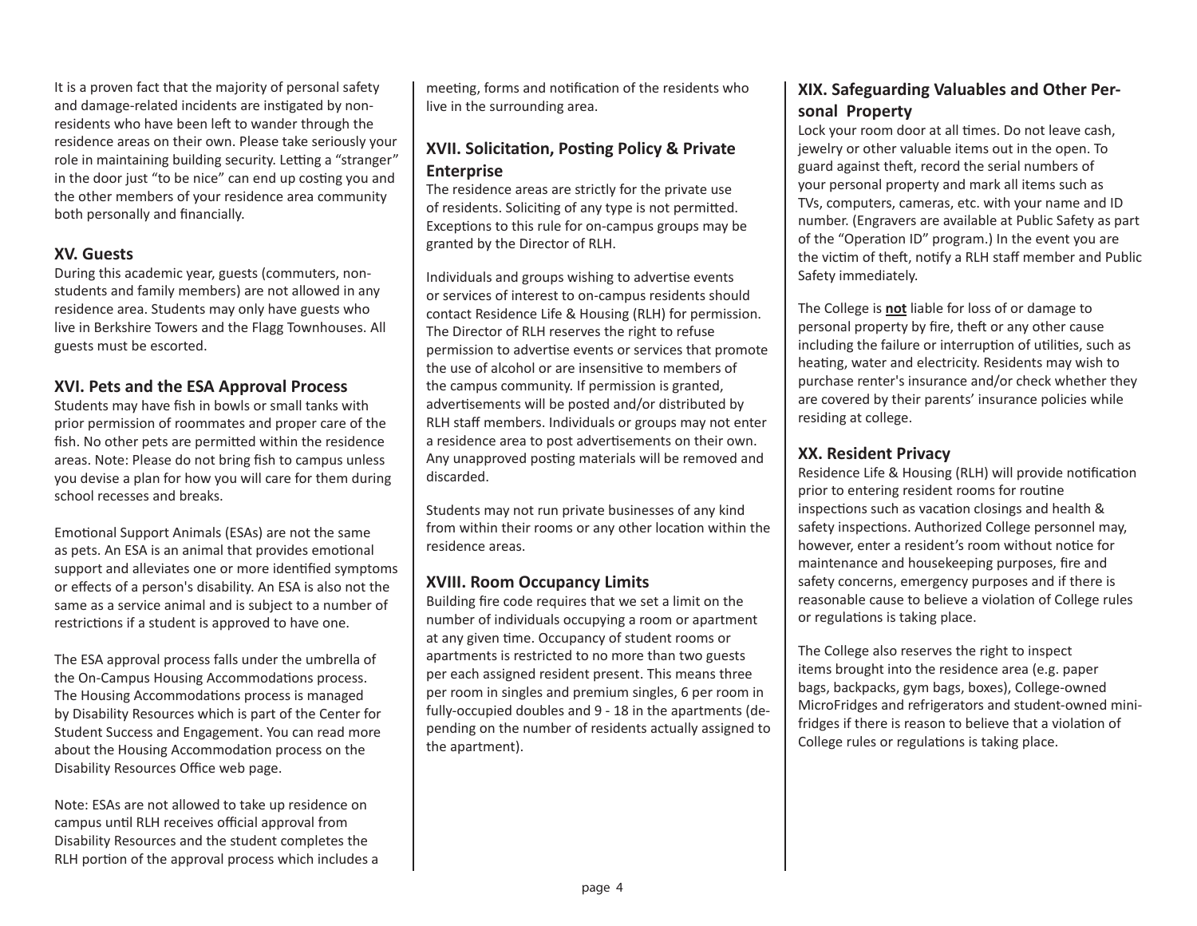It is a proven fact that the majority of personal safety and damage-related incidents are instigated by non-residents who have been left to wander through the residence areas on their own. Please take seriously your role in maintaining building security. Letting a "stranger" in the door just "to be nice" can end up costing you and the other members of your residence area community both personally and financially.

### XV. Guests

During this academic year, guests (commuters, non-students and family members) are not allowed in any residence area. Students may only have guests who live in Berkshire Towers and the Flagg Townhouses. All guests must be escorted.

### XVI. Pets and the ESA Approval Process

Students may have fish in bowls or small tanks with prior permission of roommates and proper care of the fish. No other pets are permitted within the residence areas. Note: Please do not bring fish to campus unless you devise a plan for how you will care for them during school recesses and breaks.

Emotional Support Animals (ESAs) are not the same as pets. An ESA is an animal that provides emotional support and alleviates one or more identified symptoms or effects of a person's disability. An ESA is also not the same as a service animal and is subject to a number of restrictions if a student is approved to have one.

The ESA approval process falls under the umbrella of the On-Campus Housing Accommodations process. The Housing Accommodations process is managed by Disability Resources which is part of the Center for Student Success and Engagement. You can read more about the Housing Accommodation process on the Disability Resources Office web page.

Note: ESAs are not allowed to take up residence on campus until RLH receives official approval from Disability Resources and the student completes the RLH portion of the approval process which includes a meeting, forms and notification of the residents who live in the surrounding area.

### XVII. Solicitation, Posting Policy & Private Enterprise

The residence areas are strictly for the private use of residents. Soliciting of any type is not permitted. Exceptions to this rule for on-campus groups may be granted by the Director of RLH.

Individuals and groups wishing to advertise events or services of interest to on-campus residents should contact Residence Life & Housing (RLH) for permission. The Director of RLH reserves the right to refuse permission to advertise events or services that promote the use of alcohol or are insensitive to members of the campus community. If permission is granted, advertisements will be posted and/or distributed by RLH staff members. Individuals or groups may not enter a residence area to post advertisements on their own. Any unapproved posting materials will be removed and discarded.

Students may not run private businesses of any kind from within their rooms or any other location within the residence areas.

### XVIII. Room Occupancy Limits

Building fire code requires that we set a limit on the number of individuals occupying a room or apartment at any given time. Occupancy of student rooms or apartments is restricted to no more than two guests per each assigned resident present. This means three per room in singles and premium singles, 6 per room in fully-occupied doubles and 9 - 18 in the apartments (depending on the number of residents actually assigned to the apartment).

### XIX. Safeguarding Valuables and Other Personal Property

Lock your room door at all times. Do not leave cash, jewelry or other valuable items out in the open. To guard against theft, record the serial numbers of your personal property and mark all items such as TVs, computers, cameras, etc. with your name and ID number. (Engravers are available at Public Safety as part of the "Operation ID" program.) In the event you are the victim of theft, notify a RLH staff member and Public Safety immediately.

The College is **not** liable for loss of or damage to personal property by fire, theft or any other cause including the failure or interruption of utilities, such as heating, water and electricity. Residents may wish to purchase renter's insurance and/or check whether they are covered by their parents' insurance policies while residing at college.

### XX. Resident Privacy

Residence Life & Housing (RLH) will provide notification prior to entering resident rooms for routine inspections such as vacation closings and health & safety inspections. Authorized College personnel may, however, enter a resident's room without notice for maintenance and housekeeping purposes, fire and safety concerns, emergency purposes and if there is reasonable cause to believe a violation of College rules or regulations is taking place.

The College also reserves the right to inspect items brought into the residence area (e.g. paper bags, backpacks, gym bags, boxes), College-owned MicroFridges and refrigerators and student-owned mini-fridges if there is reason to believe that a violation of College rules or regulations is taking place.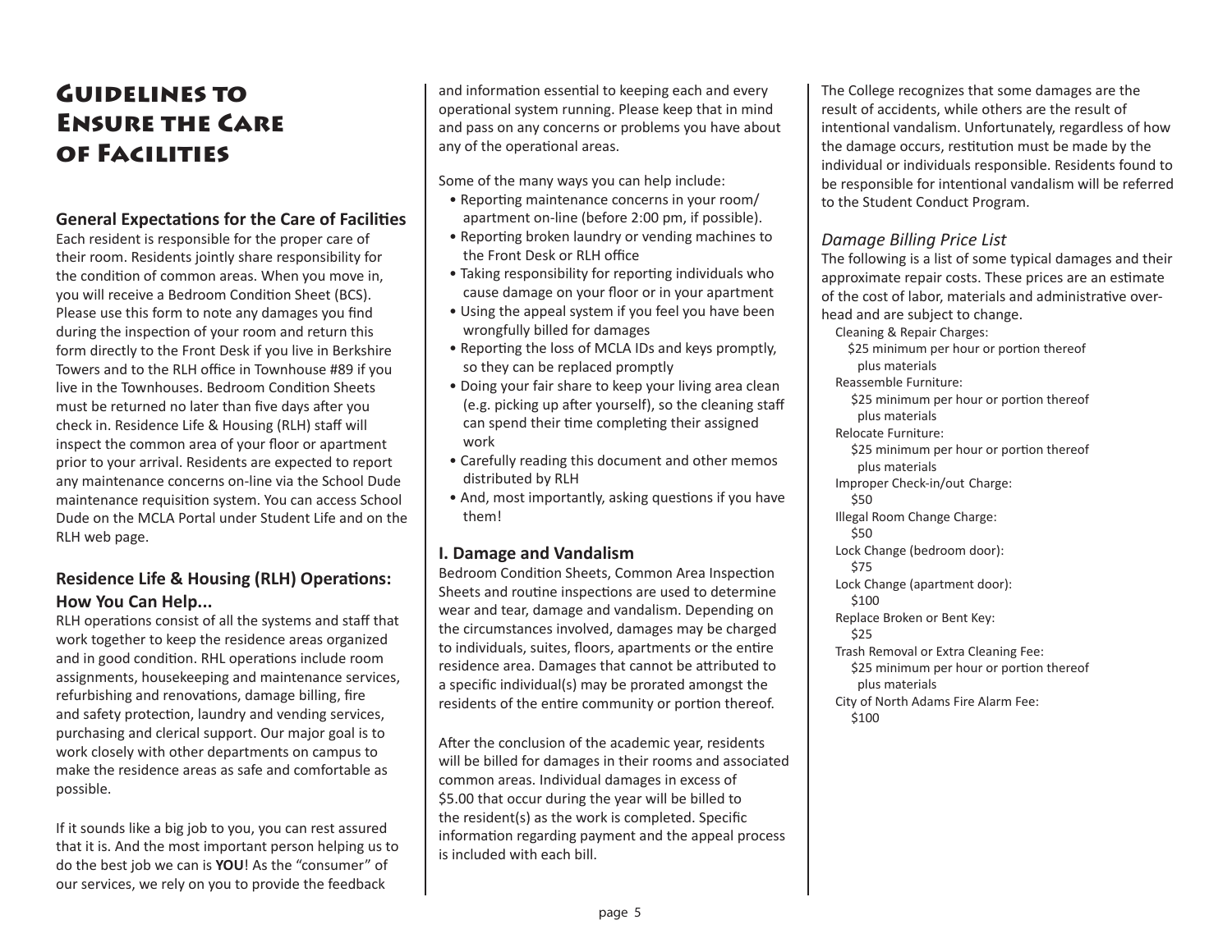# Guidelines to Ensure the Care of Facilities

## General Expectations for the Care of Facilities

Each resident is responsible for the proper care of their room. Residents jointly share responsibility for the condition of common areas. When you move in, you will receive a Bedroom Condition Sheet (BCS). Please use this form to note any damages you find during the inspection of your room and return this form directly to the Front Desk if you live in Berkshire Towers and to the RLH office in Townhouse #89 if you live in the Townhouses. Bedroom Condition Sheets must be returned no later than five days after you check in. Residence Life & Housing (RLH) staff will inspect the common area of your floor or apartment prior to your arrival. Residents are expected to report any maintenance concerns on-line via the School Dude maintenance requisition system. You can access School Dude on the MCLA Portal under Student Life and on the RLH web page.

## Residence Life & Housing (RLH) Operations: How You Can Help...

RLH operations consist of all the systems and staff that work together to keep the residence areas organized and in good condition. RHL operations include room assignments, housekeeping and maintenance services, refurbishing and renovations, damage billing, fire and safety protection, laundry and vending services, purchasing and clerical support. Our major goal is to work closely with other departments on campus to make the residence areas as safe and comfortable as possible.

If it sounds like a big job to you, you can rest assured that it is. And the most important person helping us to do the best job we can is **YOU**! As the "consumer" of our services, we rely on you to provide the feedback and information essential to keeping each and every operational system running. Please keep that in mind and pass on any concerns or problems you have about any of the operational areas.

Some of the many ways you can help include:

- Reporting maintenance concerns in your room/apartment on-line (before 2:00 pm, if possible).
- Reporting broken laundry or vending machines to the Front Desk or RLH office
- Taking responsibility for reporting individuals who cause damage on your floor or in your apartment
- Using the appeal system if you feel you have been wrongfully billed for damages
- Reporting the loss of MCLA IDs and keys promptly, so they can be replaced promptly
- Doing your fair share to keep your living area clean (e.g. picking up after yourself), so the cleaning staff can spend their time completing their assigned work
- Carefully reading this document and other memos distributed by RLH
- And, most importantly, asking questions if you have them!

## I. Damage and Vandalism

Bedroom Condition Sheets, Common Area Inspection Sheets and routine inspections are used to determine wear and tear, damage and vandalism. Depending on the circumstances involved, damages may be charged to individuals, suites, floors, apartments or the entire residence area. Damages that cannot be attributed to a specific individual(s) may be prorated amongst the residents of the entire community or portion thereof.

After the conclusion of the academic year, residents will be billed for damages in their rooms and associated common areas. Individual damages in excess of $5.00 that occur during the year will be billed to the resident(s) as the work is completed. Specific information regarding payment and the appeal process is included with each bill.

The College recognizes that some damages are the result of accidents, while others are the result of intentional vandalism. Unfortunately, regardless of how the damage occurs, restitution must be made by the individual or individuals responsible. Residents found to be responsible for intentional vandalism will be referred to the Student Conduct Program.

### *Damage Billing Price List*

The following is a list of some typical damages and their approximate repair costs. These prices are an estimate of the cost of labor, materials and administrative overhead and are subject to change.

- Cleaning & Repair Charges:
  - $25 minimum per hour or portion thereof plus materials
- Reassemble Furniture:
  - $25 minimum per hour or portion thereof plus materials
- Relocate Furniture:
  - $25 minimum per hour or portion thereof plus materials
- Improper Check-in/out Charge:
  - $50
- Illegal Room Change Charge:
  - $50
- Lock Change (bedroom door):
  - $75
- Lock Change (apartment door):
  - $100
- Replace Broken or Bent Key:
  - $25
- Trash Removal or Extra Cleaning Fee:
  - $25 minimum per hour or portion thereof plus materials
- City of North Adams Fire Alarm Fee:
  - $100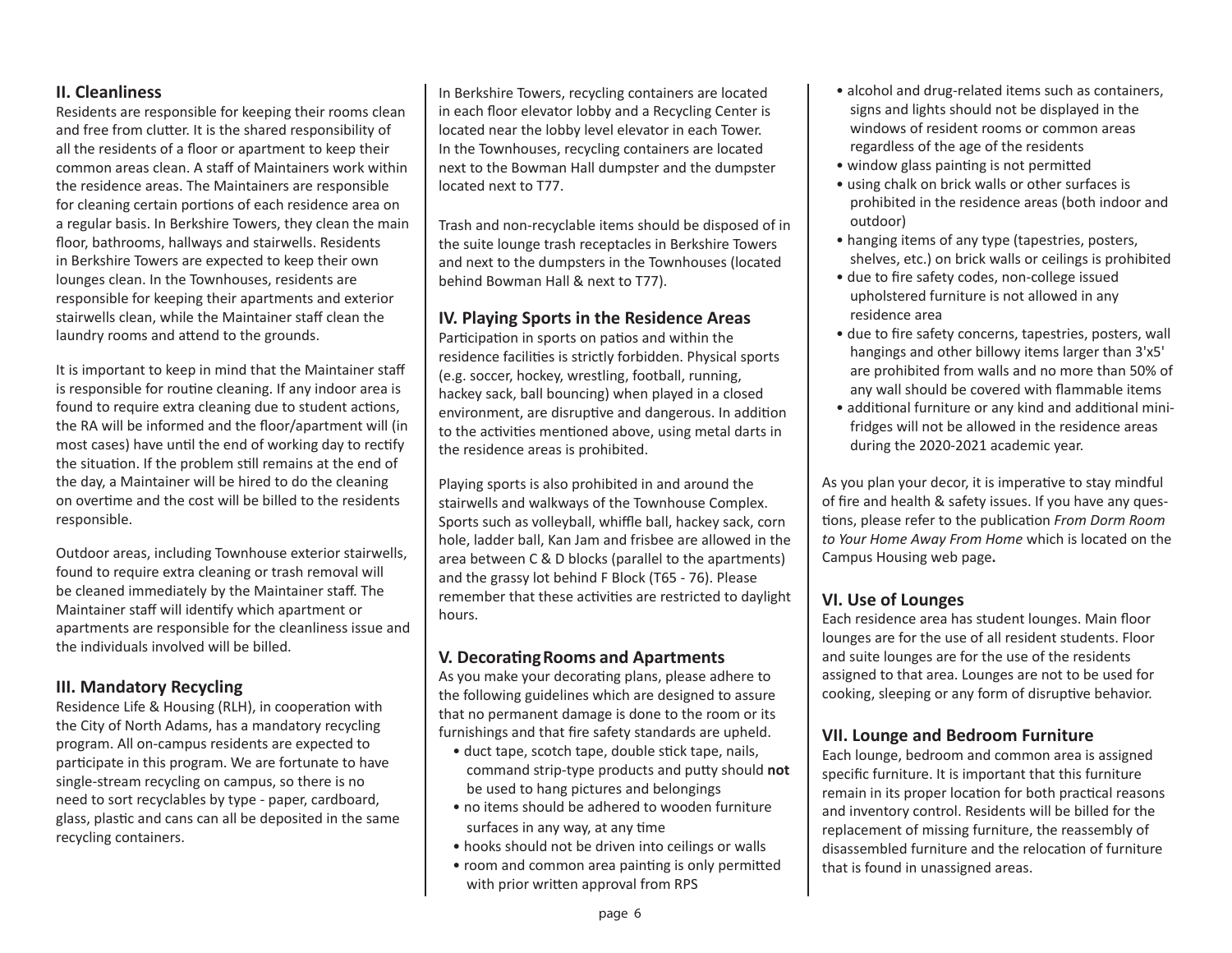## II. Cleanliness

Residents are responsible for keeping their rooms clean and free from clutter. It is the shared responsibility of all the residents of a floor or apartment to keep their common areas clean. A staff of Maintainers work within the residence areas. The Maintainers are responsible for cleaning certain portions of each residence area on a regular basis. In Berkshire Towers, they clean the main floor, bathrooms, hallways and stairwells. Residents in Berkshire Towers are expected to keep their own lounges clean. In the Townhouses, residents are responsible for keeping their apartments and exterior stairwells clean, while the Maintainer staff clean the laundry rooms and attend to the grounds.

It is important to keep in mind that the Maintainer staff is responsible for routine cleaning. If any indoor area is found to require extra cleaning due to student actions, the RA will be informed and the floor/apartment will (in most cases) have until the end of working day to rectify the situation. If the problem still remains at the end of the day, a Maintainer will be hired to do the cleaning on overtime and the cost will be billed to the residents responsible.

Outdoor areas, including Townhouse exterior stairwells, found to require extra cleaning or trash removal will be cleaned immediately by the Maintainer staff. The Maintainer staff will identify which apartment or apartments are responsible for the cleanliness issue and the individuals involved will be billed.

## III. Mandatory Recycling

Residence Life & Housing (RLH), in cooperation with the City of North Adams, has a mandatory recycling program. All on-campus residents are expected to participate in this program. We are fortunate to have single-stream recycling on campus, so there is no need to sort recyclables by type - paper, cardboard, glass, plastic and cans can all be deposited in the same recycling containers.

In Berkshire Towers, recycling containers are located in each floor elevator lobby and a Recycling Center is located near the lobby level elevator in each Tower. In the Townhouses, recycling containers are located next to the Bowman Hall dumpster and the dumpster located next to T77.

Trash and non-recyclable items should be disposed of in the suite lounge trash receptacles in Berkshire Towers and next to the dumpsters in the Townhouses (located behind Bowman Hall & next to T77).

## IV. Playing Sports in the Residence Areas

Participation in sports on patios and within the residence facilities is strictly forbidden. Physical sports (e.g. soccer, hockey, wrestling, football, running, hackey sack, ball bouncing) when played in a closed environment, are disruptive and dangerous. In addition to the activities mentioned above, using metal darts in the residence areas is prohibited.

Playing sports is also prohibited in and around the stairwells and walkways of the Townhouse Complex. Sports such as volleyball, whiffle ball, hackey sack, corn hole, ladder ball, Kan Jam and frisbee are allowed in the area between C & D blocks (parallel to the apartments) and the grassy lot behind F Block (T65 - 76). Please remember that these activities are restricted to daylight hours.

## V. Decorating Rooms and Apartments

As you make your decorating plans, please adhere to the following guidelines which are designed to assure that no permanent damage is done to the room or its furnishings and that fire safety standards are upheld.

- duct tape, scotch tape, double stick tape, nails, command strip-type products and putty should **not** be used to hang pictures and belongings
- no items should be adhered to wooden furniture surfaces in any way, at any time
- hooks should not be driven into ceilings or walls
- room and common area painting is only permitted with prior written approval from RPS
- alcohol and drug-related items such as containers, signs and lights should not be displayed in the windows of resident rooms or common areas regardless of the age of the residents
- window glass painting is not permitted
- using chalk on brick walls or other surfaces is prohibited in the residence areas (both indoor and outdoor)
- hanging items of any type (tapestries, posters, shelves, etc.) on brick walls or ceilings is prohibited
- due to fire safety codes, non-college issued upholstered furniture is not allowed in any residence area
- due to fire safety concerns, tapestries, posters, wall hangings and other billowy items larger than 3'x5' are prohibited from walls and no more than 50% of any wall should be covered with flammable items
- additional furniture or any kind and additional mini-fridges will not be allowed in the residence areas during the 2020-2021 academic year.

As you plan your decor, it is imperative to stay mindful of fire and health & safety issues. If you have any questions, please refer to the publication *From Dorm Room to Your Home Away From Home* which is located on the Campus Housing web page**.**

## VI. Use of Lounges

Each residence area has student lounges. Main floor lounges are for the use of all resident students. Floor and suite lounges are for the use of the residents assigned to that area. Lounges are not to be used for cooking, sleeping or any form of disruptive behavior.

## VII. Lounge and Bedroom Furniture

Each lounge, bedroom and common area is assigned specific furniture. It is important that this furniture remain in its proper location for both practical reasons and inventory control. Residents will be billed for the replacement of missing furniture, the reassembly of disassembled furniture and the relocation of furniture that is found in unassigned areas.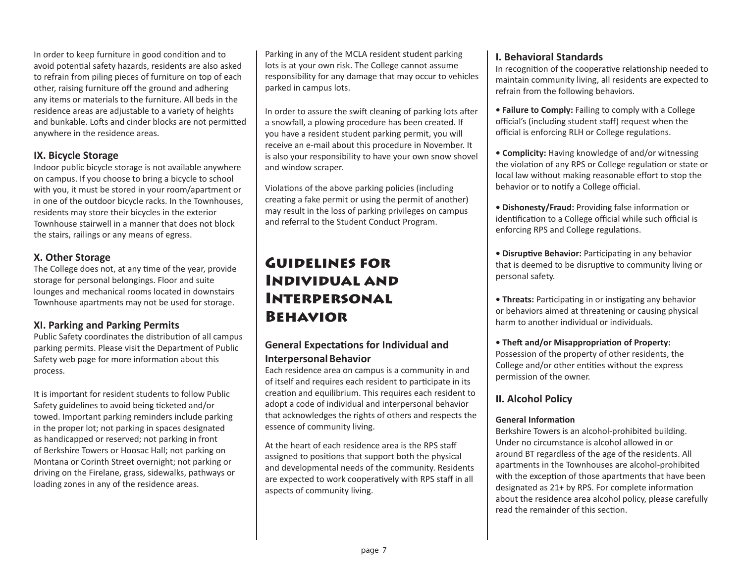In order to keep furniture in good condition and to avoid potential safety hazards, residents are also asked to refrain from piling pieces of furniture on top of each other, raising furniture off the ground and adhering any items or materials to the furniture. All beds in the residence areas are adjustable to a variety of heights and bunkable. Lofts and cinder blocks are not permitted anywhere in the residence areas.

### IX. Bicycle Storage

Indoor public bicycle storage is not available anywhere on campus. If you choose to bring a bicycle to school with you, it must be stored in your room/apartment or in one of the outdoor bicycle racks. In the Townhouses, residents may store their bicycles in the exterior Townhouse stairwell in a manner that does not block the stairs, railings or any means of egress.

### X. Other Storage

The College does not, at any time of the year, provide storage for personal belongings. Floor and suite lounges and mechanical rooms located in downstairs Townhouse apartments may not be used for storage.

### XI. Parking and Parking Permits

Public Safety coordinates the distribution of all campus parking permits. Please visit the Department of Public Safety web page for more information about this process.

It is important for resident students to follow Public Safety guidelines to avoid being ticketed and/or towed. Important parking reminders include parking in the proper lot; not parking in spaces designated as handicapped or reserved; not parking in front of Berkshire Towers or Hoosac Hall; not parking on Montana or Corinth Street overnight; not parking or driving on the Firelane, grass, sidewalks, pathways or loading zones in any of the residence areas.

Parking in any of the MCLA resident student parking lots is at your own risk. The College cannot assume responsibility for any damage that may occur to vehicles parked in campus lots.

In order to assure the swift cleaning of parking lots after a snowfall, a plowing procedure has been created. If you have a resident student parking permit, you will receive an e-mail about this procedure in November. It is also your responsibility to have your own snow shovel and window scraper.

Violations of the above parking policies (including creating a fake permit or using the permit of another) may result in the loss of parking privileges on campus and referral to the Student Conduct Program.

# Guidelines for Individual and Interpersonal Behavior

### General Expectations for Individual and Interpersonal Behavior

Each residence area on campus is a community in and of itself and requires each resident to participate in its creation and equilibrium. This requires each resident to adopt a code of individual and interpersonal behavior that acknowledges the rights of others and respects the essence of community living.

At the heart of each residence area is the RPS staff assigned to positions that support both the physical and developmental needs of the community. Residents are expected to work cooperatively with RPS staff in all aspects of community living.

### I. Behavioral Standards

In recognition of the cooperative relationship needed to maintain community living, all residents are expected to refrain from the following behaviors.

- **Failure to Comply:** Failing to comply with a College official's (including student staff) request when the official is enforcing RLH or College regulations.
- **Complicity:** Having knowledge of and/or witnessing the violation of any RPS or College regulation or state or local law without making reasonable effort to stop the behavior or to notify a College official.
- **Dishonesty/Fraud:** Providing false information or identification to a College official while such official is enforcing RPS and College regulations.
- **Disruptive Behavior:** Participating in any behavior that is deemed to be disruptive to community living or personal safety.
- **Threats:** Participating in or instigating any behavior or behaviors aimed at threatening or causing physical harm to another individual or individuals.
- **Theft and/or Misappropriation of Property:** Possession of the property of other residents, the College and/or other entities without the express permission of the owner.

### II. Alcohol Policy

#### General Information

Berkshire Towers is an alcohol-prohibited building. Under no circumstance is alcohol allowed in or around BT regardless of the age of the residents. All apartments in the Townhouses are alcohol-prohibited with the exception of those apartments that have been designated as 21+ by RPS. For complete information about the residence area alcohol policy, please carefully read the remainder of this section.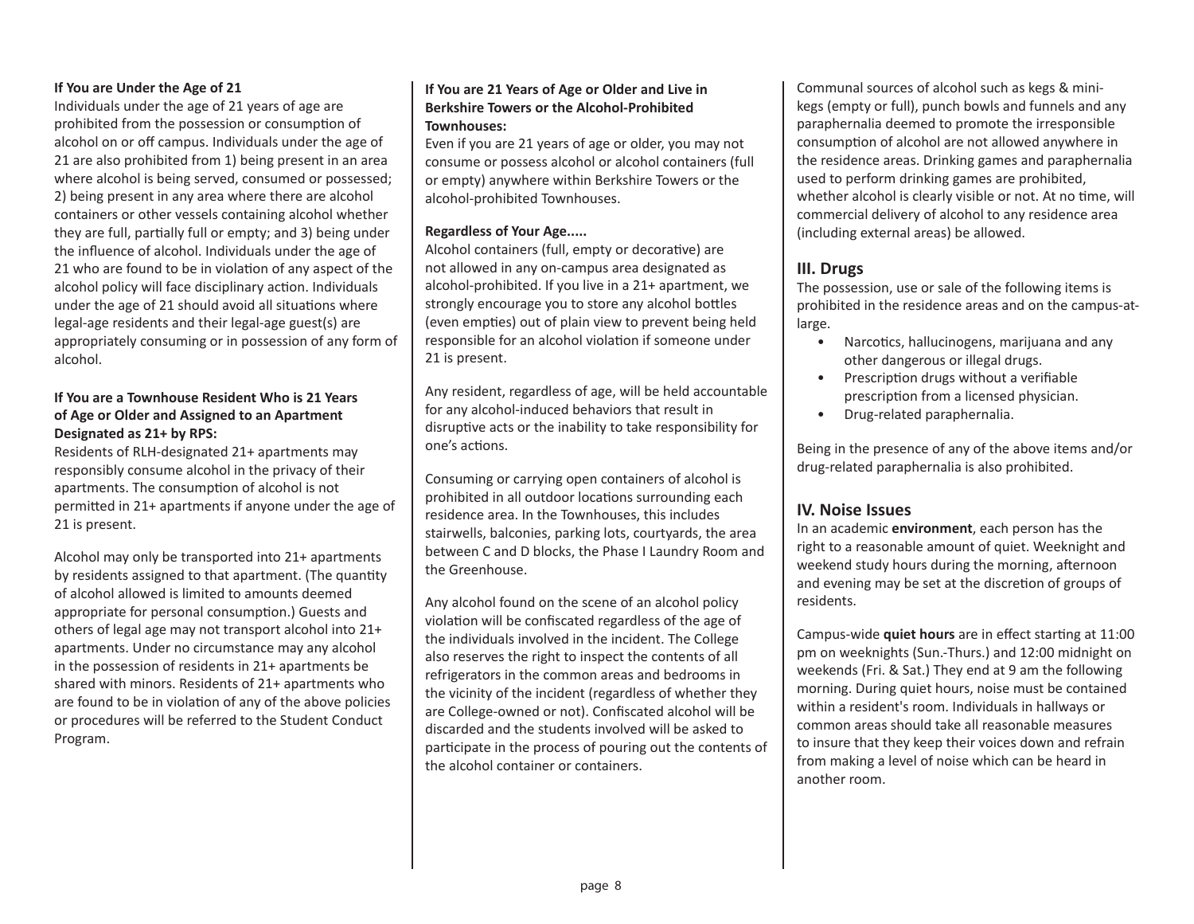**If You are Under the Age of 21**

Individuals under the age of 21 years of age are prohibited from the possession or consumption of alcohol on or off campus. Individuals under the age of 21 are also prohibited from 1) being present in an area where alcohol is being served, consumed or possessed; 2) being present in any area where there are alcohol containers or other vessels containing alcohol whether they are full, partially full or empty; and 3) being under the influence of alcohol. Individuals under the age of 21 who are found to be in violation of any aspect of the alcohol policy will face disciplinary action. Individuals under the age of 21 should avoid all situations where legal-age residents and their legal-age guest(s) are appropriately consuming or in possession of any form of alcohol.

**If You are a Townhouse Resident Who is 21 Years of Age or Older and Assigned to an Apartment Designated as 21+ by RPS:**

Residents of RLH-designated 21+ apartments may responsibly consume alcohol in the privacy of their apartments. The consumption of alcohol is not permitted in 21+ apartments if anyone under the age of 21 is present.

Alcohol may only be transported into 21+ apartments by residents assigned to that apartment. (The quantity of alcohol allowed is limited to amounts deemed appropriate for personal consumption.) Guests and others of legal age may not transport alcohol into 21+ apartments. Under no circumstance may any alcohol in the possession of residents in 21+ apartments be shared with minors. Residents of 21+ apartments who are found to be in violation of any of the above policies or procedures will be referred to the Student Conduct Program.

**If You are 21 Years of Age or Older and Live in Berkshire Towers or the Alcohol-Prohibited Townhouses:**

Even if you are 21 years of age or older, you may not consume or possess alcohol or alcohol containers (full or empty) anywhere within Berkshire Towers or the alcohol-prohibited Townhouses.

**Regardless of Your Age.....**

Alcohol containers (full, empty or decorative) are not allowed in any on-campus area designated as alcohol-prohibited. If you live in a 21+ apartment, we strongly encourage you to store any alcohol bottles (even empties) out of plain view to prevent being held responsible for an alcohol violation if someone under 21 is present.

Any resident, regardless of age, will be held accountable for any alcohol-induced behaviors that result in disruptive acts or the inability to take responsibility for one's actions.

Consuming or carrying open containers of alcohol is prohibited in all outdoor locations surrounding each residence area. In the Townhouses, this includes stairwells, balconies, parking lots, courtyards, the area between C and D blocks, the Phase I Laundry Room and the Greenhouse.

Any alcohol found on the scene of an alcohol policy violation will be confiscated regardless of the age of the individuals involved in the incident. The College also reserves the right to inspect the contents of all refrigerators in the common areas and bedrooms in the vicinity of the incident (regardless of whether they are College-owned or not). Confiscated alcohol will be discarded and the students involved will be asked to participate in the process of pouring out the contents of the alcohol container or containers.

Communal sources of alcohol such as kegs & mini-kegs (empty or full), punch bowls and funnels and any paraphernalia deemed to promote the irresponsible consumption of alcohol are not allowed anywhere in the residence areas. Drinking games and paraphernalia used to perform drinking games are prohibited, whether alcohol is clearly visible or not. At no time, will commercial delivery of alcohol to any residence area (including external areas) be allowed.

## III. Drugs

The possession, use or sale of the following items is prohibited in the residence areas and on the campus-at-large.

- Narcotics, hallucinogens, marijuana and any other dangerous or illegal drugs.
- Prescription drugs without a verifiable prescription from a licensed physician.
- Drug-related paraphernalia.

Being in the presence of any of the above items and/or drug-related paraphernalia is also prohibited.

## IV. Noise Issues

In an academic **environment**, each person has the right to a reasonable amount of quiet. Weeknight and weekend study hours during the morning, afternoon and evening may be set at the discretion of groups of residents.

Campus-wide **quiet hours** are in effect starting at 11:00 pm on weeknights (Sun.-Thurs.) and 12:00 midnight on weekends (Fri. & Sat.) They end at 9 am the following morning. During quiet hours, noise must be contained within a resident's room. Individuals in hallways or common areas should take all reasonable measures to insure that they keep their voices down and refrain from making a level of noise which can be heard in another room.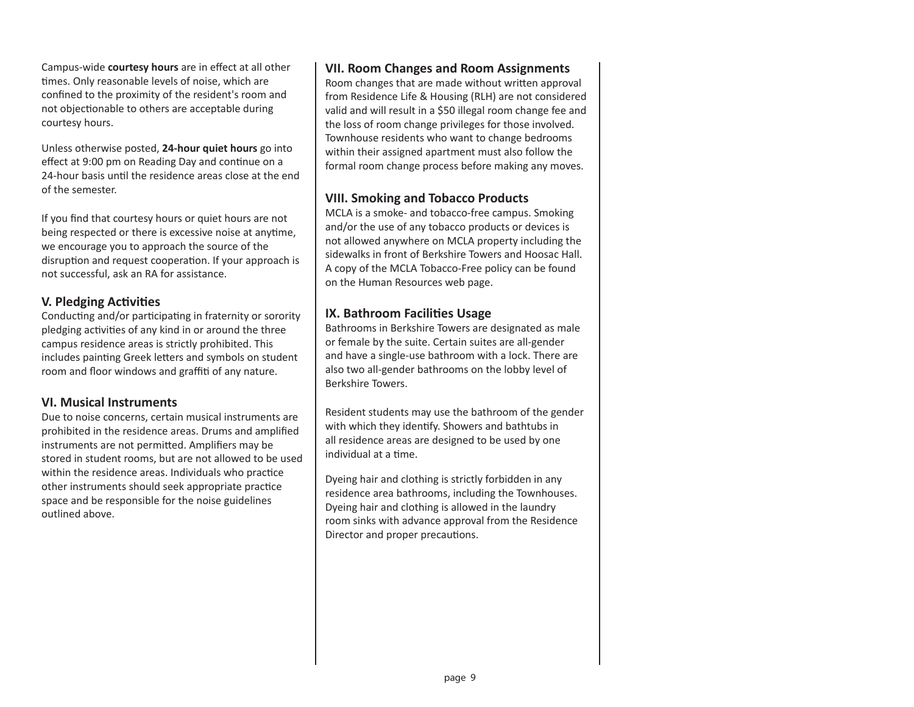Campus-wide **courtesy hours** are in effect at all other times. Only reasonable levels of noise, which are confined to the proximity of the resident's room and not objectionable to others are acceptable during courtesy hours.

Unless otherwise posted, **24-hour quiet hours** go into effect at 9:00 pm on Reading Day and continue on a 24-hour basis until the residence areas close at the end of the semester.

If you find that courtesy hours or quiet hours are not being respected or there is excessive noise at anytime, we encourage you to approach the source of the disruption and request cooperation. If your approach is not successful, ask an RA for assistance.

## V. Pledging Activities

Conducting and/or participating in fraternity or sorority pledging activities of any kind in or around the three campus residence areas is strictly prohibited. This includes painting Greek letters and symbols on student room and floor windows and graffiti of any nature.

## VI. Musical Instruments

Due to noise concerns, certain musical instruments are prohibited in the residence areas. Drums and amplified instruments are not permitted. Amplifiers may be stored in student rooms, but are not allowed to be used within the residence areas. Individuals who practice other instruments should seek appropriate practice space and be responsible for the noise guidelines outlined above.

## VII. Room Changes and Room Assignments

Room changes that are made without written approval from Residence Life & Housing (RLH) are not considered valid and will result in a $50 illegal room change fee and the loss of room change privileges for those involved. Townhouse residents who want to change bedrooms within their assigned apartment must also follow the formal room change process before making any moves.

## VIII. Smoking and Tobacco Products

MCLA is a smoke- and tobacco-free campus. Smoking and/or the use of any tobacco products or devices is not allowed anywhere on MCLA property including the sidewalks in front of Berkshire Towers and Hoosac Hall. A copy of the MCLA Tobacco-Free policy can be found on the Human Resources web page.

## IX. Bathroom Facilities Usage

Bathrooms in Berkshire Towers are designated as male or female by the suite. Certain suites are all-gender and have a single-use bathroom with a lock. There are also two all-gender bathrooms on the lobby level of Berkshire Towers.

Resident students may use the bathroom of the gender with which they identify. Showers and bathtubs in all residence areas are designed to be used by one individual at a time.

Dyeing hair and clothing is strictly forbidden in any residence area bathrooms, including the Townhouses. Dyeing hair and clothing is allowed in the laundry room sinks with advance approval from the Residence Director and proper precautions.